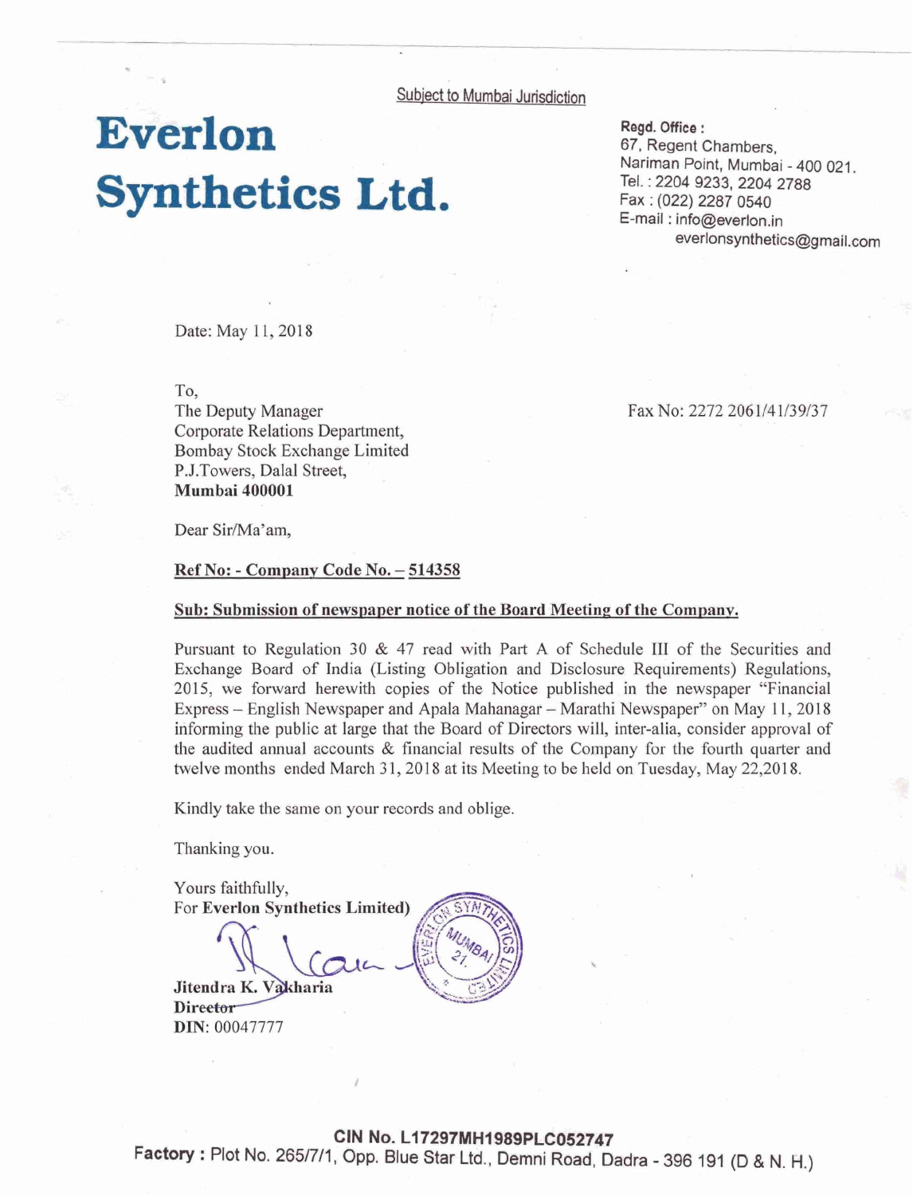Subject to Mumbai Jurisdiction

# Everlon Synthetics Ltd.

**Regd. Office :**
67, Regent Chambers,
Nariman Point, Mumbai - 400 021.
Tel. : 2204 9233, 2204 2788
Fax : (022) 2287 0540
E-mail : info@everlon.in
everlonsynthetics@gmail.com

Date: May 11, 2018

To,
The Deputy Manager
Corporate Relations Department,
Bombay Stock Exchange Limited
P.J.Towers, Dalal Street,
**Mumbai 400001**

Fax No: 2272 2061/41/39/37

Dear Sir/Ma'am,

**Ref No: - Company Code No. – 514358**

**Sub: Submission of newspaper notice of the Board Meeting of the Company.**

Pursuant to Regulation 30 & 47 read with Part A of Schedule III of the Securities and Exchange Board of India (Listing Obligation and Disclosure Requirements) Regulations, 2015, we forward herewith copies of the Notice published in the newspaper "Financial Express – English Newspaper and Apala Mahanagar – Marathi Newspaper" on May 11, 2018 informing the public at large that the Board of Directors will, inter-alia, consider approval of the audited annual accounts & financial results of the Company for the fourth quarter and twelve months ended March 31, 2018 at its Meeting to be held on Tuesday, May 22,2018.

Kindly take the same on your records and oblige.

Thanking you.

Yours faithfully,
For **Everlon Synthetics Limited)**

**Jitendra K. Vakharia**
**Director**
**DIN**: 00047777

**CIN No. L17297MH1989PLC052747**
**Factory :** Plot No. 265/7/1, Opp. Blue Star Ltd., Demni Road, Dadra - 396 191 (D & N. H.)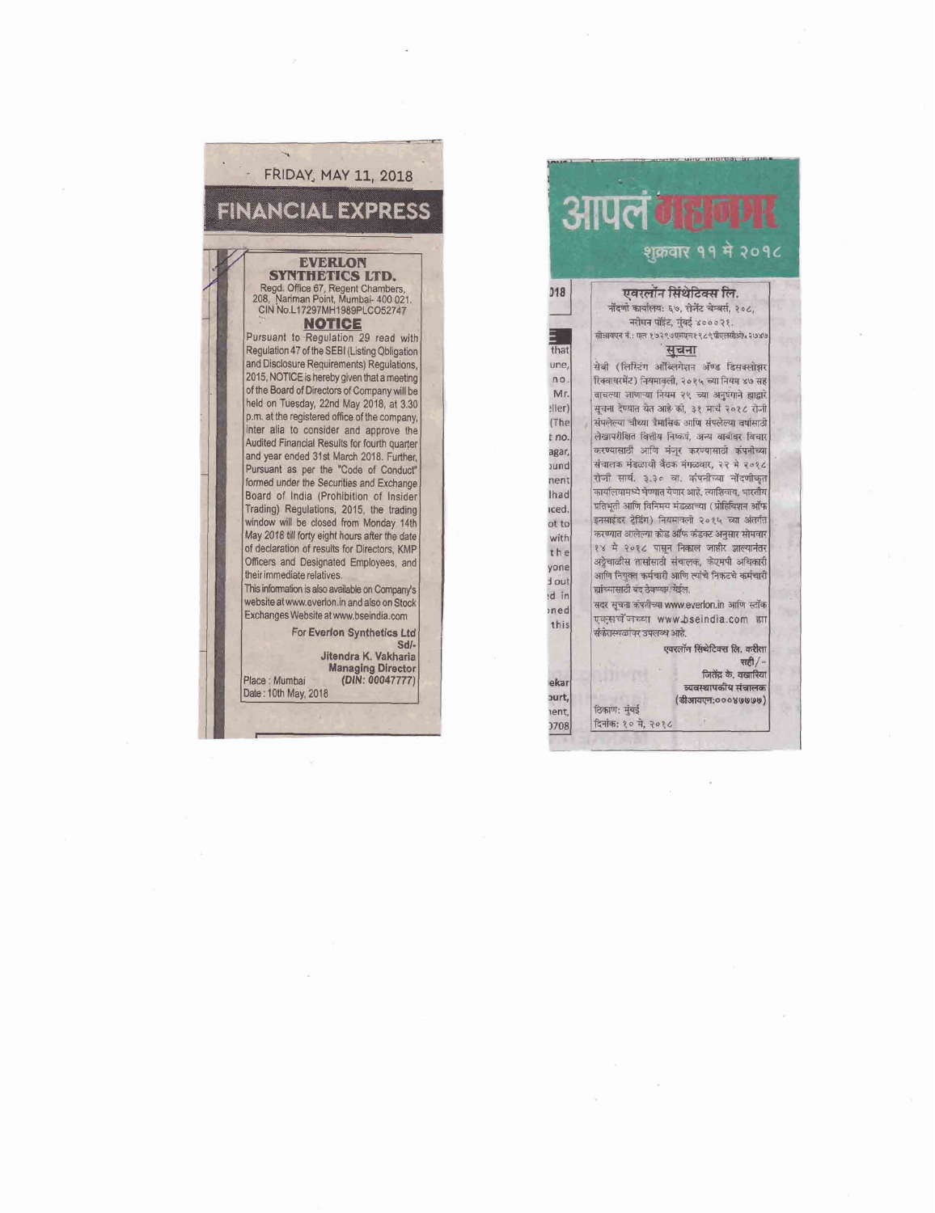FRIDAY, MAY 11, 2018

FINANCIAL EXPRESS

## EVERLON SYNTHETICS LTD.

Regd. Office 67, Regent Chambers, 208, Nariman Point, Mumbai- 400 021.
CIN No.L17297MH1989PLC052747

### NOTICE

Pursuant to Regulation 29 read with Regulation 47 of the SEBI (Listing Obligation and Disclosure Requirements) Regulations, 2015, NOTICE is hereby given that a meeting of the Board of Directors of Company will be held on Tuesday, 22nd May 2018, at 3.30 p.m. at the registered office of the company, inter alia to consider and approve the Audited Financial Results for fourth quarter and year ended 31st March 2018. Further, Pursuant as per the "Code of Conduct" formed under the Securities and Exchange Board of India (Prohibition of Insider Trading) Regulations, 2015, the trading window will be closed from Monday 14th May 2018 till forty eight hours after the date of declaration of results for Directors, KMP Officers and Designated Employees, and their immediate relatives.

This information is also available on Company's website at www.everlon.in and also on Stock Exchanges Website at www.bseindia.com

For **Everlon Synthetics Ltd**
Sd/-
**Jitendra K. Vakharia**
**Managing Director**
**(DIN: 00047777)**

Place : Mumbai
Date : 10th May, 2018

---

आपलं महानगर

शुक्रवार ११ मे २०१८

## एवरलॉन सिंथेटिक्स लि.

नोंदणी कार्यालय: ६७, रीजेंट चेम्बर्स, २०८, नरीमन पॉईंट, मुंबई ४०००२१.
सीआयएन नं.: एल १७२९७एमएच१९८९पीएलसी०५२७४७

### सूचना

सेबी (लिस्टिंग ऑब्लिगेशन अँण्ड डिसक्लोझर रिक्वायरमेंट) नियमावली, २०१५ च्या नियम ४७ सह वाचल्या जाणाऱ्या नियम २९ च्या अनुषंगाने ह्याद्वारे सूचना देण्यात येत आहे की, ३१ मार्च २०१८ रोजी संपलेल्या चौथ्या त्रैमासिक आणि संपलेल्या वर्षासाठी लेखापरीक्षित वित्तीय निष्कर्ष, अन्य बाबींवर विचार करण्यासाठी आणि मंजूर करण्यासाठी कंपनीच्या संचालक मंडळाची बैठक मंगळवार, २२ मे २०१८ रोजी सायं. ३.३० वा. कंपनीच्या नोंदणीकृत कार्यालयामध्ये घेण्यात येणार आहे. त्याशिवाय, भारतीय प्रतिभूती आणि विनिमय मंडळाच्या (प्रोहिबिशन ऑफ इनसाईडर ट्रेडिंग) नियमावली २०१५ च्या अंतर्गत करण्यात आलेल्या कोड ऑफ कंडक्ट अनुसार सोमवार १४ मे २०१८ पासून निकाल जाहीर झाल्यानंतर अठ्ठेचाळीस तासांसाठी संचालक, केएमपी अधिकारी आणि नियुक्त कर्मचारी आणि त्यांचे निकटचे कर्मचारी यांच्यासाठी बंद ठेवण्यात येईल.

सदर सूचना कंपनीच्या www.everlon.in आणि स्टॉक एक्सचेंजच्या www.bseindia.com ह्या संकेतस्थळांवर उपलब्ध आहे.

एवरलॉन सिंथेटिक्स लि. करीता
सही/-
जितेंद्र के. वखारिया
व्यवस्थापकीय संचालक
(डीआयएन:०००४७७७७)

ठिकाण: मुंबई
दिनांक: १० मे, २०१८